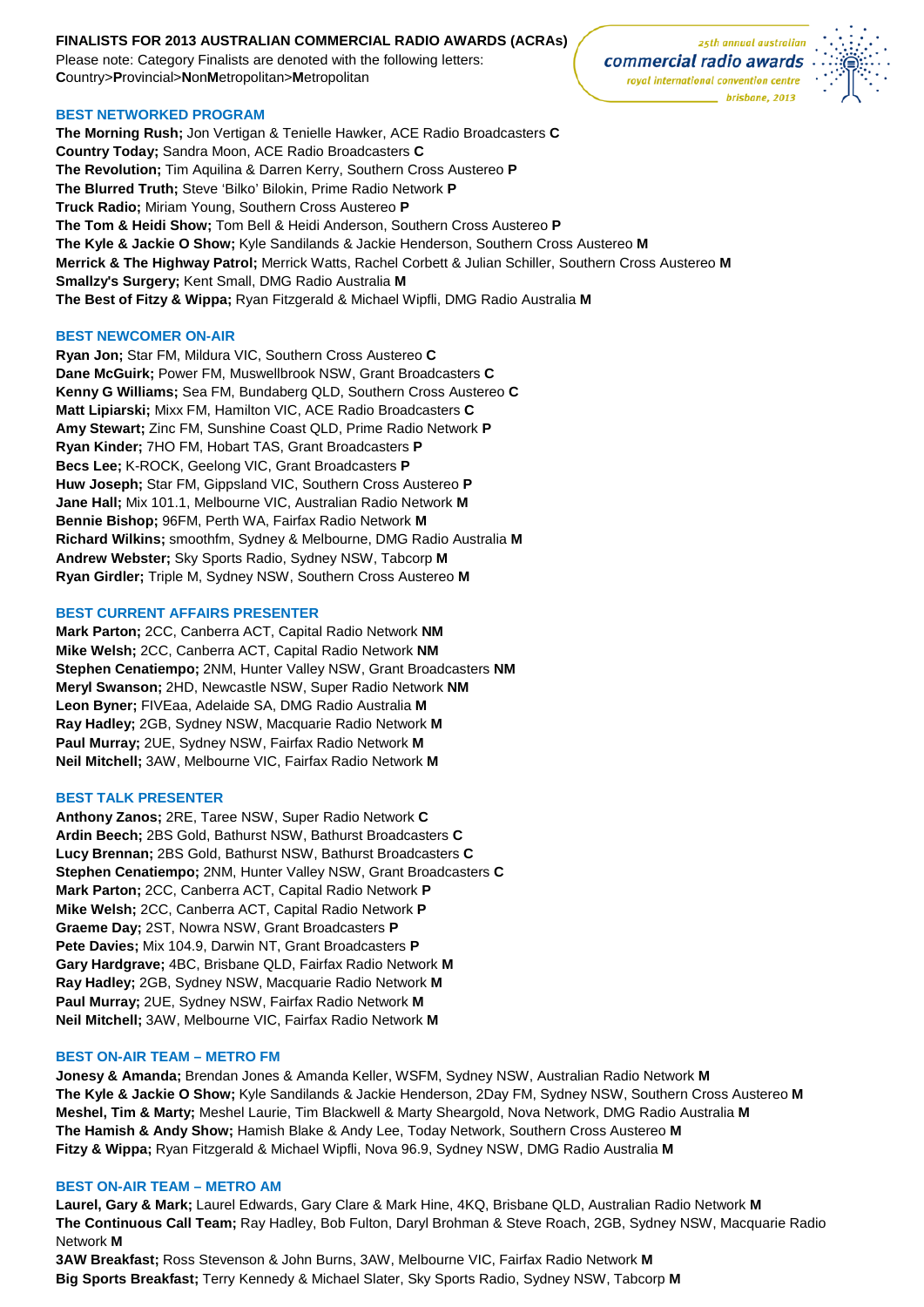**FINALISTS FOR 2013 AUSTRALIAN COMMERCIAL RADIO AWARDS (ACRAs)**

Please note: Category Finalists are denoted with the following letters:
**C**ountry>**P**rovincial>**N**on**M**etropolitan>**M**etropolitan

25th annual australian commercial radio awards
royal international convention centre
brisbane, 2013

### BEST NETWORKED PROGRAM

**The Morning Rush;** Jon Vertigan & Tenielle Hawker, ACE Radio Broadcasters **C**
**Country Today;** Sandra Moon, ACE Radio Broadcasters **C**
**The Revolution;** Tim Aquilina & Darren Kerry, Southern Cross Austereo **P**
**The Blurred Truth;** Steve 'Bilko' Bilokin, Prime Radio Network **P**
**Truck Radio;** Miriam Young, Southern Cross Austereo **P**
**The Tom & Heidi Show;** Tom Bell & Heidi Anderson, Southern Cross Austereo **P**
**The Kyle & Jackie O Show;** Kyle Sandilands & Jackie Henderson, Southern Cross Austereo **M**
**Merrick & The Highway Patrol;** Merrick Watts, Rachel Corbett & Julian Schiller, Southern Cross Austereo **M**
**Smallzy's Surgery;** Kent Small, DMG Radio Australia **M**
**The Best of Fitzy & Wippa;** Ryan Fitzgerald & Michael Wipfli, DMG Radio Australia **M**

### BEST NEWCOMER ON-AIR

**Ryan Jon;** Star FM, Mildura VIC, Southern Cross Austereo **C**
**Dane McGuirk;** Power FM, Muswellbrook NSW, Grant Broadcasters **C**
**Kenny G Williams;** Sea FM, Bundaberg QLD, Southern Cross Austereo **C**
**Matt Lipiarski;** Mixx FM, Hamilton VIC, ACE Radio Broadcasters **C**
**Amy Stewart;** Zinc FM, Sunshine Coast QLD, Prime Radio Network **P**
**Ryan Kinder;** 7HO FM, Hobart TAS, Grant Broadcasters **P**
**Becs Lee;** K-ROCK, Geelong VIC, Grant Broadcasters **P**
**Huw Joseph;** Star FM, Gippsland VIC, Southern Cross Austereo **P**
**Jane Hall;** Mix 101.1, Melbourne VIC, Australian Radio Network **M**
**Bennie Bishop;** 96FM, Perth WA, Fairfax Radio Network **M**
**Richard Wilkins;** smoothfm, Sydney & Melbourne, DMG Radio Australia **M**
**Andrew Webster;** Sky Sports Radio, Sydney NSW, Tabcorp **M**
**Ryan Girdler;** Triple M, Sydney NSW, Southern Cross Austereo **M**

### BEST CURRENT AFFAIRS PRESENTER

**Mark Parton;** 2CC, Canberra ACT, Capital Radio Network **NM**
**Mike Welsh;** 2CC, Canberra ACT, Capital Radio Network **NM**
**Stephen Cenatiempo;** 2NM, Hunter Valley NSW, Grant Broadcasters **NM**
**Meryl Swanson;** 2HD, Newcastle NSW, Super Radio Network **NM**
**Leon Byner;** FIVEaa, Adelaide SA, DMG Radio Australia **M**
**Ray Hadley;** 2GB, Sydney NSW, Macquarie Radio Network **M**
**Paul Murray;** 2UE, Sydney NSW, Fairfax Radio Network **M**
**Neil Mitchell;** 3AW, Melbourne VIC, Fairfax Radio Network **M**

### BEST TALK PRESENTER

**Anthony Zanos;** 2RE, Taree NSW, Super Radio Network **C**
**Ardin Beech;** 2BS Gold, Bathurst NSW, Bathurst Broadcasters **C**
**Lucy Brennan;** 2BS Gold, Bathurst NSW, Bathurst Broadcasters **C**
**Stephen Cenatiempo;** 2NM, Hunter Valley NSW, Grant Broadcasters **C**
**Mark Parton;** 2CC, Canberra ACT, Capital Radio Network **P**
**Mike Welsh;** 2CC, Canberra ACT, Capital Radio Network **P**
**Graeme Day;** 2ST, Nowra NSW, Grant Broadcasters **P**
**Pete Davies;** Mix 104.9, Darwin NT, Grant Broadcasters **P**
**Gary Hardgrave;** 4BC, Brisbane QLD, Fairfax Radio Network **M**
**Ray Hadley;** 2GB, Sydney NSW, Macquarie Radio Network **M**
**Paul Murray;** 2UE, Sydney NSW, Fairfax Radio Network **M**
**Neil Mitchell;** 3AW, Melbourne VIC, Fairfax Radio Network **M**

### BEST ON-AIR TEAM – METRO FM

**Jonesy & Amanda;** Brendan Jones & Amanda Keller, WSFM, Sydney NSW, Australian Radio Network **M**
**The Kyle & Jackie O Show;** Kyle Sandilands & Jackie Henderson, 2Day FM, Sydney NSW, Southern Cross Austereo **M**
**Meshel, Tim & Marty;** Meshel Laurie, Tim Blackwell & Marty Sheargold, Nova Network, DMG Radio Australia **M**
**The Hamish & Andy Show;** Hamish Blake & Andy Lee, Today Network, Southern Cross Austereo **M**
**Fitzy & Wippa;** Ryan Fitzgerald & Michael Wipfli, Nova 96.9, Sydney NSW, DMG Radio Australia **M**

### BEST ON-AIR TEAM – METRO AM

**Laurel, Gary & Mark;** Laurel Edwards, Gary Clare & Mark Hine, 4KQ, Brisbane QLD, Australian Radio Network **M**
**The Continuous Call Team;** Ray Hadley, Bob Fulton, Daryl Brohman & Steve Roach, 2GB, Sydney NSW, Macquarie Radio Network **M**
**3AW Breakfast;** Ross Stevenson & John Burns, 3AW, Melbourne VIC, Fairfax Radio Network **M**
**Big Sports Breakfast;** Terry Kennedy & Michael Slater, Sky Sports Radio, Sydney NSW, Tabcorp **M**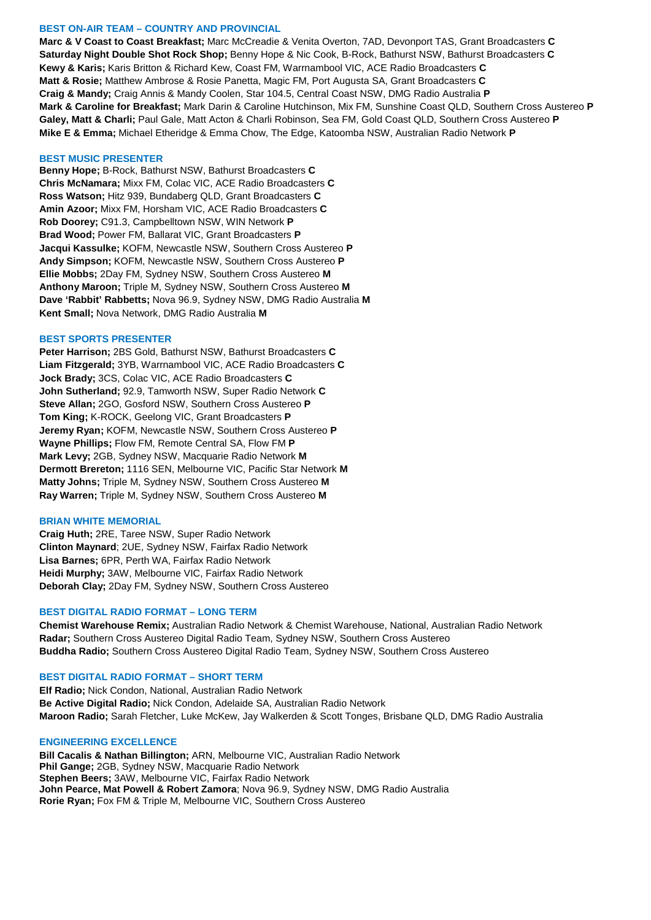### BEST ON-AIR TEAM – COUNTRY AND PROVINCIAL

**Marc & V Coast to Coast Breakfast;** Marc McCreadie & Venita Overton, 7AD, Devonport TAS, Grant Broadcasters **C**
**Saturday Night Double Shot Rock Shop;** Benny Hope & Nic Cook, B-Rock, Bathurst NSW, Bathurst Broadcasters **C**
**Kewy & Karis;** Karis Britton & Richard Kew, Coast FM, Warrnambool VIC, ACE Radio Broadcasters **C**
**Matt & Rosie;** Matthew Ambrose & Rosie Panetta, Magic FM, Port Augusta SA, Grant Broadcasters **C**
**Craig & Mandy;** Craig Annis & Mandy Coolen, Star 104.5, Central Coast NSW, DMG Radio Australia **P**
**Mark & Caroline for Breakfast;** Mark Darin & Caroline Hutchinson, Mix FM, Sunshine Coast QLD, Southern Cross Austereo **P**
**Galey, Matt & Charli;** Paul Gale, Matt Acton & Charli Robinson, Sea FM, Gold Coast QLD, Southern Cross Austereo **P**
**Mike E & Emma;** Michael Etheridge & Emma Chow, The Edge, Katoomba NSW, Australian Radio Network **P**

### BEST MUSIC PRESENTER

**Benny Hope;** B-Rock, Bathurst NSW, Bathurst Broadcasters **C**
**Chris McNamara;** Mixx FM, Colac VIC, ACE Radio Broadcasters **C**
**Ross Watson;** Hitz 939, Bundaberg QLD, Grant Broadcasters **C**
**Amin Azoor;** Mixx FM, Horsham VIC, ACE Radio Broadcasters **C**
**Rob Doorey;** C91.3, Campbelltown NSW, WIN Network **P**
**Brad Wood;** Power FM, Ballarat VIC, Grant Broadcasters **P**
**Jacqui Kassulke;** KOFM, Newcastle NSW, Southern Cross Austereo **P**
**Andy Simpson;** KOFM, Newcastle NSW, Southern Cross Austereo **P**
**Ellie Mobbs;** 2Day FM, Sydney NSW, Southern Cross Austereo **M**
**Anthony Maroon;** Triple M, Sydney NSW, Southern Cross Austereo **M**
**Dave 'Rabbit' Rabbetts;** Nova 96.9, Sydney NSW, DMG Radio Australia **M**
**Kent Small;** Nova Network, DMG Radio Australia **M**

### BEST SPORTS PRESENTER

**Peter Harrison;** 2BS Gold, Bathurst NSW, Bathurst Broadcasters **C**
**Liam Fitzgerald;** 3YB, Warrnambool VIC, ACE Radio Broadcasters **C**
**Jock Brady;** 3CS, Colac VIC, ACE Radio Broadcasters **C**
**John Sutherland;** 92.9, Tamworth NSW, Super Radio Network **C**
**Steve Allan;** 2GO, Gosford NSW, Southern Cross Austereo **P**
**Tom King;** K-ROCK, Geelong VIC, Grant Broadcasters **P**
**Jeremy Ryan;** KOFM, Newcastle NSW, Southern Cross Austereo **P**
**Wayne Phillips;** Flow FM, Remote Central SA, Flow FM **P**
**Mark Levy;** 2GB, Sydney NSW, Macquarie Radio Network **M**
**Dermott Brereton;** 1116 SEN, Melbourne VIC, Pacific Star Network **M**
**Matty Johns;** Triple M, Sydney NSW, Southern Cross Austereo **M**
**Ray Warren;** Triple M, Sydney NSW, Southern Cross Austereo **M**

### BRIAN WHITE MEMORIAL

**Craig Huth;** 2RE, Taree NSW, Super Radio Network
**Clinton Maynard**; 2UE, Sydney NSW, Fairfax Radio Network
**Lisa Barnes;** 6PR, Perth WA, Fairfax Radio Network
**Heidi Murphy;** 3AW, Melbourne VIC, Fairfax Radio Network
**Deborah Clay;** 2Day FM, Sydney NSW, Southern Cross Austereo

### BEST DIGITAL RADIO FORMAT – LONG TERM

**Chemist Warehouse Remix;** Australian Radio Network & Chemist Warehouse, National, Australian Radio Network
**Radar;** Southern Cross Austereo Digital Radio Team, Sydney NSW, Southern Cross Austereo
**Buddha Radio;** Southern Cross Austereo Digital Radio Team, Sydney NSW, Southern Cross Austereo

### BEST DIGITAL RADIO FORMAT – SHORT TERM

**Elf Radio;** Nick Condon, National, Australian Radio Network
**Be Active Digital Radio;** Nick Condon, Adelaide SA, Australian Radio Network
**Maroon Radio;** Sarah Fletcher, Luke McKew, Jay Walkerden & Scott Tonges, Brisbane QLD, DMG Radio Australia

### ENGINEERING EXCELLENCE

**Bill Cacalis & Nathan Billington;** ARN, Melbourne VIC, Australian Radio Network
**Phil Gange;** 2GB, Sydney NSW, Macquarie Radio Network
**Stephen Beers;** 3AW, Melbourne VIC, Fairfax Radio Network
**John Pearce, Mat Powell & Robert Zamora**; Nova 96.9, Sydney NSW, DMG Radio Australia
**Rorie Ryan;** Fox FM & Triple M, Melbourne VIC, Southern Cross Austereo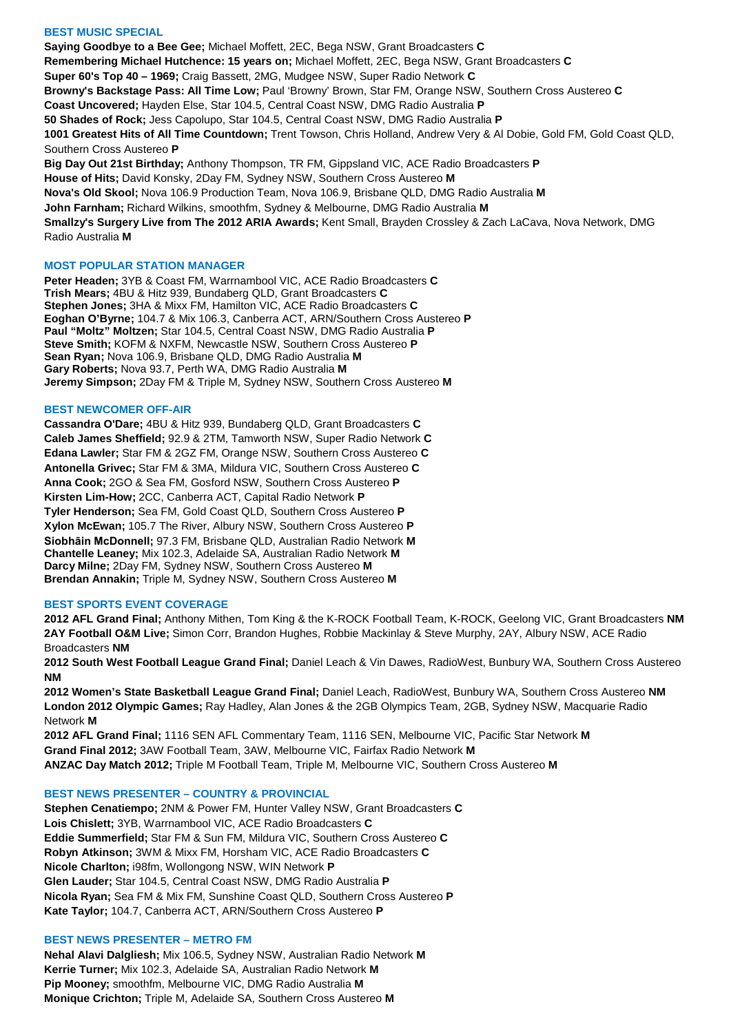### BEST MUSIC SPECIAL

**Saying Goodbye to a Bee Gee;** Michael Moffett, 2EC, Bega NSW, Grant Broadcasters **C**
**Remembering Michael Hutchence: 15 years on;** Michael Moffett, 2EC, Bega NSW, Grant Broadcasters **C**
**Super 60's Top 40 – 1969;** Craig Bassett, 2MG, Mudgee NSW, Super Radio Network **C**
**Browny's Backstage Pass: All Time Low;** Paul 'Browny' Brown, Star FM, Orange NSW, Southern Cross Austereo **C**
**Coast Uncovered;** Hayden Else, Star 104.5, Central Coast NSW, DMG Radio Australia **P**
**50 Shades of Rock;** Jess Capolupo, Star 104.5, Central Coast NSW, DMG Radio Australia **P**
**1001 Greatest Hits of All Time Countdown;** Trent Towson, Chris Holland, Andrew Very & Al Dobie, Gold FM, Gold Coast QLD, Southern Cross Austereo **P**
**Big Day Out 21st Birthday;** Anthony Thompson, TR FM, Gippsland VIC, ACE Radio Broadcasters **P**
**House of Hits;** David Konsky, 2Day FM, Sydney NSW, Southern Cross Austereo **M**
**Nova's Old Skool;** Nova 106.9 Production Team, Nova 106.9, Brisbane QLD, DMG Radio Australia **M**
**John Farnham;** Richard Wilkins, smoothfm, Sydney & Melbourne, DMG Radio Australia **M**
**Smallzy's Surgery Live from The 2012 ARIA Awards;** Kent Small, Brayden Crossley & Zach LaCava, Nova Network, DMG Radio Australia **M**

### MOST POPULAR STATION MANAGER

**Peter Headen;** 3YB & Coast FM, Warrnambool VIC, ACE Radio Broadcasters **C**
**Trish Mears;** 4BU & Hitz 939, Bundaberg QLD, Grant Broadcasters **C**
**Stephen Jones;** 3HA & Mixx FM, Hamilton VIC, ACE Radio Broadcasters **C**
**Eoghan O'Byrne;** 104.7 & Mix 106.3, Canberra ACT, ARN/Southern Cross Austereo **P**
**Paul "Moltz" Moltzen;** Star 104.5, Central Coast NSW, DMG Radio Australia **P**
**Steve Smith;** KOFM & NXFM, Newcastle NSW, Southern Cross Austereo **P**
**Sean Ryan;** Nova 106.9, Brisbane QLD, DMG Radio Australia **M**
**Gary Roberts;** Nova 93.7, Perth WA, DMG Radio Australia **M**
**Jeremy Simpson;** 2Day FM & Triple M, Sydney NSW, Southern Cross Austereo **M**

### BEST NEWCOMER OFF-AIR

**Cassandra O'Dare;** 4BU & Hitz 939, Bundaberg QLD, Grant Broadcasters **C**
**Caleb James Sheffield;** 92.9 & 2TM, Tamworth NSW, Super Radio Network **C**
**Edana Lawler;** Star FM & 2GZ FM, Orange NSW, Southern Cross Austereo **C**
**Antonella Grivec;** Star FM & 3MA, Mildura VIC, Southern Cross Austereo **C**
**Anna Cook;** 2GO & Sea FM, Gosford NSW, Southern Cross Austereo **P**
**Kirsten Lim-How;** 2CC, Canberra ACT, Capital Radio Network **P**
**Tyler Henderson;** Sea FM, Gold Coast QLD, Southern Cross Austereo **P**
**Xylon McEwan;** 105.7 The River, Albury NSW, Southern Cross Austereo **P**
**Siobhāin McDonnell;** 97.3 FM, Brisbane QLD, Australian Radio Network **M**
**Chantelle Leaney;** Mix 102.3, Adelaide SA, Australian Radio Network **M**
**Darcy Milne;** 2Day FM, Sydney NSW, Southern Cross Austereo **M**
**Brendan Annakin;** Triple M, Sydney NSW, Southern Cross Austereo **M**

### BEST SPORTS EVENT COVERAGE

**2012 AFL Grand Final;** Anthony Mithen, Tom King & the K-ROCK Football Team, K-ROCK, Geelong VIC, Grant Broadcasters **NM**
**2AY Football O&M Live;** Simon Corr, Brandon Hughes, Robbie Mackinlay & Steve Murphy, 2AY, Albury NSW, ACE Radio Broadcasters **NM**
**2012 South West Football League Grand Final;** Daniel Leach & Vin Dawes, RadioWest, Bunbury WA, Southern Cross Austereo **NM**
**2012 Women's State Basketball League Grand Final;** Daniel Leach, RadioWest, Bunbury WA, Southern Cross Austereo **NM**
**London 2012 Olympic Games;** Ray Hadley, Alan Jones & the 2GB Olympics Team, 2GB, Sydney NSW, Macquarie Radio Network **M**
**2012 AFL Grand Final;** 1116 SEN AFL Commentary Team, 1116 SEN, Melbourne VIC, Pacific Star Network **M**
**Grand Final 2012;** 3AW Football Team, 3AW, Melbourne VIC, Fairfax Radio Network **M**
**ANZAC Day Match 2012;** Triple M Football Team, Triple M, Melbourne VIC, Southern Cross Austereo **M**

### BEST NEWS PRESENTER – COUNTRY & PROVINCIAL

**Stephen Cenatiempo;** 2NM & Power FM, Hunter Valley NSW, Grant Broadcasters **C**
**Lois Chislett;** 3YB, Warrnambool VIC, ACE Radio Broadcasters **C**
**Eddie Summerfield;** Star FM & Sun FM, Mildura VIC, Southern Cross Austereo **C**
**Robyn Atkinson;** 3WM & Mixx FM, Horsham VIC, ACE Radio Broadcasters **C**
**Nicole Charlton;** i98fm, Wollongong NSW, WIN Network **P**
**Glen Lauder;** Star 104.5, Central Coast NSW, DMG Radio Australia **P**
**Nicola Ryan;** Sea FM & Mix FM, Sunshine Coast QLD, Southern Cross Austereo **P**
**Kate Taylor;** 104.7, Canberra ACT, ARN/Southern Cross Austereo **P**

### BEST NEWS PRESENTER – METRO FM

**Nehal Alavi Dalgliesh;** Mix 106.5, Sydney NSW, Australian Radio Network **M**
**Kerrie Turner;** Mix 102.3, Adelaide SA, Australian Radio Network **M**
**Pip Mooney;** smoothfm, Melbourne VIC, DMG Radio Australia **M**
**Monique Crichton;** Triple M, Adelaide SA, Southern Cross Austereo **M**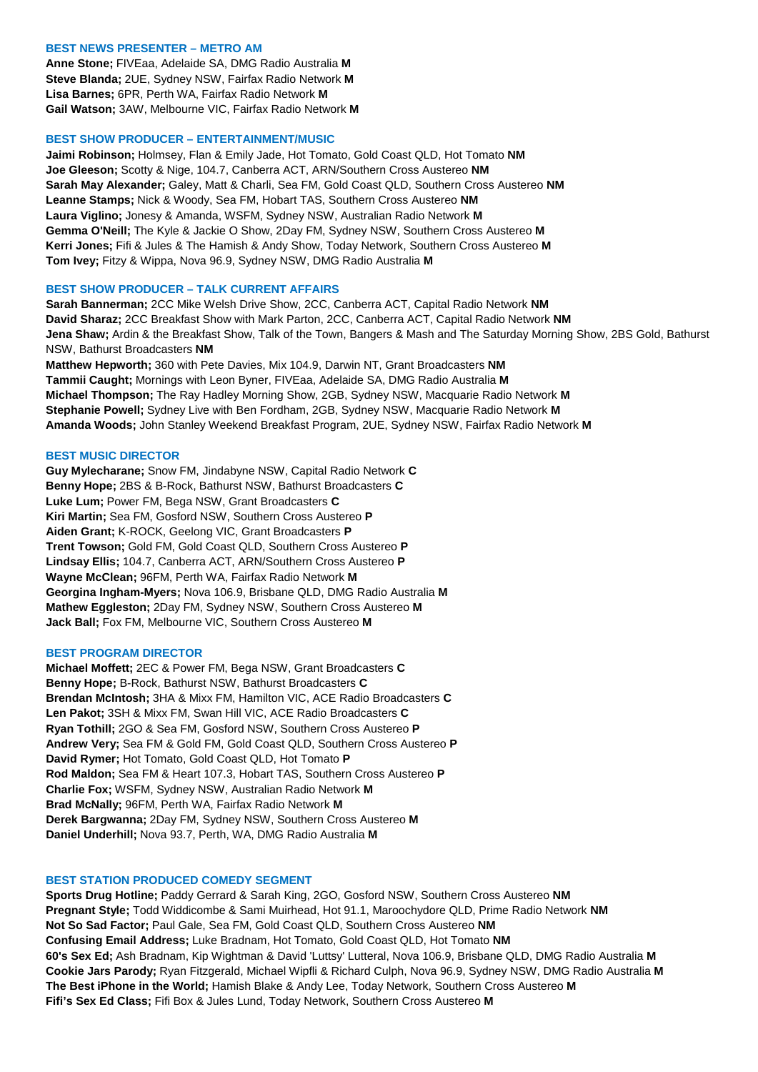### BEST NEWS PRESENTER – METRO AM

**Anne Stone;** FIVEaa, Adelaide SA, DMG Radio Australia **M**
**Steve Blanda;** 2UE, Sydney NSW, Fairfax Radio Network **M**
**Lisa Barnes;** 6PR, Perth WA, Fairfax Radio Network **M**
**Gail Watson;** 3AW, Melbourne VIC, Fairfax Radio Network **M**

### BEST SHOW PRODUCER – ENTERTAINMENT/MUSIC

**Jaimi Robinson;** Holmsey, Flan & Emily Jade, Hot Tomato, Gold Coast QLD, Hot Tomato **NM**
**Joe Gleeson;** Scotty & Nige, 104.7, Canberra ACT, ARN/Southern Cross Austereo **NM**
**Sarah May Alexander;** Galey, Matt & Charli, Sea FM, Gold Coast QLD, Southern Cross Austereo **NM**
**Leanne Stamps;** Nick & Woody, Sea FM, Hobart TAS, Southern Cross Austereo **NM**
**Laura Viglino;** Jonesy & Amanda, WSFM, Sydney NSW, Australian Radio Network **M**
**Gemma O'Neill;** The Kyle & Jackie O Show, 2Day FM, Sydney NSW, Southern Cross Austereo **M**
**Kerri Jones;** Fifi & Jules & The Hamish & Andy Show, Today Network, Southern Cross Austereo **M**
**Tom Ivey;** Fitzy & Wippa, Nova 96.9, Sydney NSW, DMG Radio Australia **M**

### BEST SHOW PRODUCER – TALK CURRENT AFFAIRS

**Sarah Bannerman;** 2CC Mike Welsh Drive Show, 2CC, Canberra ACT, Capital Radio Network **NM**
**David Sharaz;** 2CC Breakfast Show with Mark Parton, 2CC, Canberra ACT, Capital Radio Network **NM**
**Jena Shaw;** Ardin & the Breakfast Show, Talk of the Town, Bangers & Mash and The Saturday Morning Show, 2BS Gold, Bathurst NSW, Bathurst Broadcasters **NM**
**Matthew Hepworth;** 360 with Pete Davies, Mix 104.9, Darwin NT, Grant Broadcasters **NM**
**Tammii Caught;** Mornings with Leon Byner, FIVEaa, Adelaide SA, DMG Radio Australia **M**
**Michael Thompson;** The Ray Hadley Morning Show, 2GB, Sydney NSW, Macquarie Radio Network **M**
**Stephanie Powell;** Sydney Live with Ben Fordham, 2GB, Sydney NSW, Macquarie Radio Network **M**
**Amanda Woods;** John Stanley Weekend Breakfast Program, 2UE, Sydney NSW, Fairfax Radio Network **M**

### BEST MUSIC DIRECTOR

**Guy Mylecharane;** Snow FM, Jindabyne NSW, Capital Radio Network **C**
**Benny Hope;** 2BS & B-Rock, Bathurst NSW, Bathurst Broadcasters **C**
**Luke Lum;** Power FM, Bega NSW, Grant Broadcasters **C**
**Kiri Martin;** Sea FM, Gosford NSW, Southern Cross Austereo **P**
**Aiden Grant;** K-ROCK, Geelong VIC, Grant Broadcasters **P**
**Trent Towson;** Gold FM, Gold Coast QLD, Southern Cross Austereo **P**
**Lindsay Ellis;** 104.7, Canberra ACT, ARN/Southern Cross Austereo **P**
**Wayne McClean;** 96FM, Perth WA, Fairfax Radio Network **M**
**Georgina Ingham-Myers;** Nova 106.9, Brisbane QLD, DMG Radio Australia **M**
**Mathew Eggleston;** 2Day FM, Sydney NSW, Southern Cross Austereo **M**
**Jack Ball;** Fox FM, Melbourne VIC, Southern Cross Austereo **M**

### BEST PROGRAM DIRECTOR

**Michael Moffett;** 2EC & Power FM, Bega NSW, Grant Broadcasters **C**
**Benny Hope;** B-Rock, Bathurst NSW, Bathurst Broadcasters **C**
**Brendan McIntosh;** 3HA & Mixx FM, Hamilton VIC, ACE Radio Broadcasters **C**
**Len Pakot;** 3SH & Mixx FM, Swan Hill VIC, ACE Radio Broadcasters **C**
**Ryan Tothill;** 2GO & Sea FM, Gosford NSW, Southern Cross Austereo **P**
**Andrew Very;** Sea FM & Gold FM, Gold Coast QLD, Southern Cross Austereo **P**
**David Rymer;** Hot Tomato, Gold Coast QLD, Hot Tomato **P**
**Rod Maldon;** Sea FM & Heart 107.3, Hobart TAS, Southern Cross Austereo **P**
**Charlie Fox;** WSFM, Sydney NSW, Australian Radio Network **M**
**Brad McNally;** 96FM, Perth WA, Fairfax Radio Network **M**
**Derek Bargwanna;** 2Day FM, Sydney NSW, Southern Cross Austereo **M**
**Daniel Underhill;** Nova 93.7, Perth, WA, DMG Radio Australia **M**

### BEST STATION PRODUCED COMEDY SEGMENT

**Sports Drug Hotline;** Paddy Gerrard & Sarah King, 2GO, Gosford NSW, Southern Cross Austereo **NM**
**Pregnant Style;** Todd Widdicombe & Sami Muirhead, Hot 91.1, Maroochydore QLD, Prime Radio Network **NM**
**Not So Sad Factor;** Paul Gale, Sea FM, Gold Coast QLD, Southern Cross Austereo **NM**
**Confusing Email Address;** Luke Bradnam, Hot Tomato, Gold Coast QLD, Hot Tomato **NM**
**60's Sex Ed;** Ash Bradnam, Kip Wightman & David 'Luttsy' Lutteral, Nova 106.9, Brisbane QLD, DMG Radio Australia **M**
**Cookie Jars Parody;** Ryan Fitzgerald, Michael Wipfli & Richard Culph, Nova 96.9, Sydney NSW, DMG Radio Australia **M**
**The Best iPhone in the World;** Hamish Blake & Andy Lee, Today Network, Southern Cross Austereo **M**
**Fifi's Sex Ed Class;** Fifi Box & Jules Lund, Today Network, Southern Cross Austereo **M**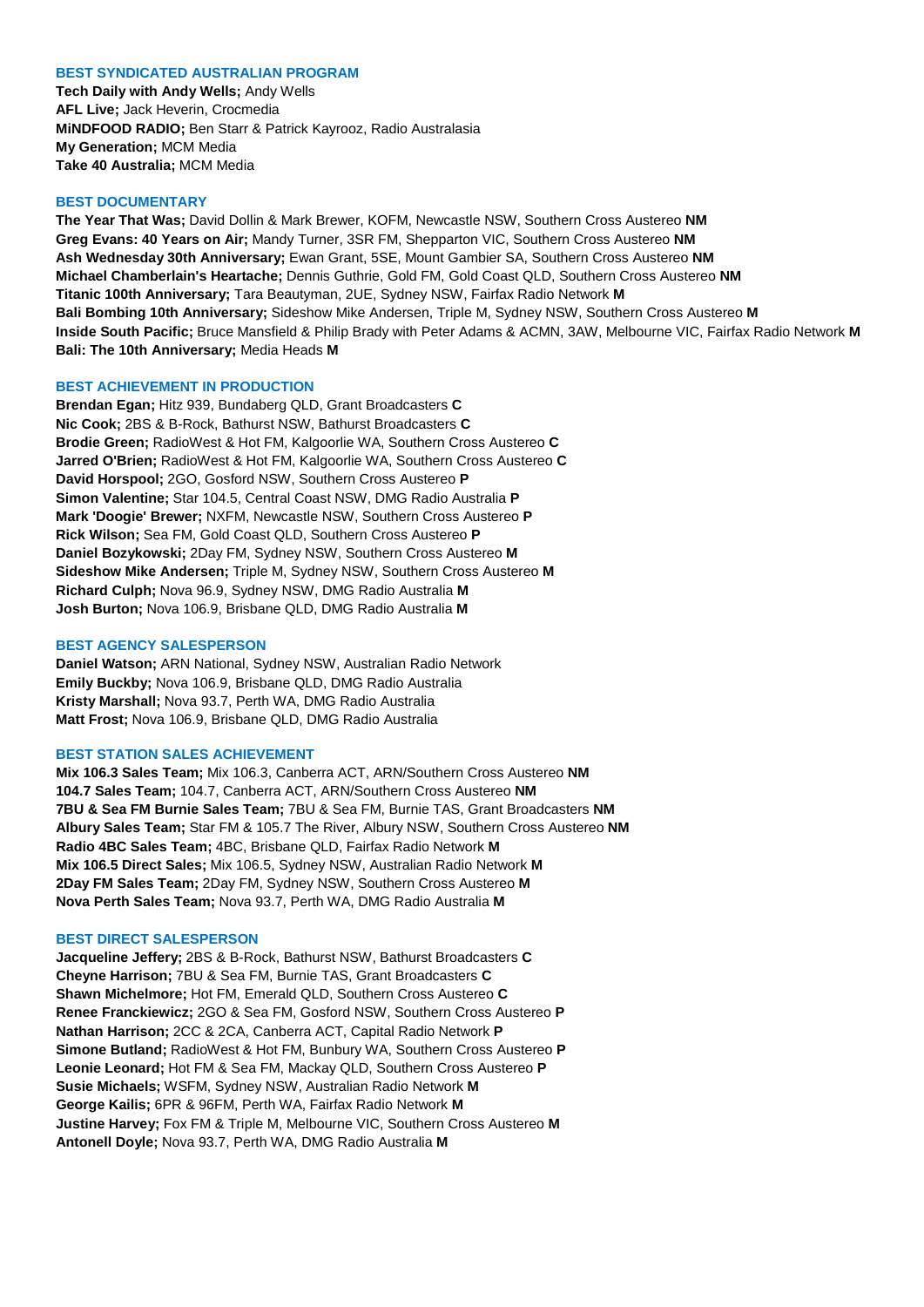## BEST SYNDICATED AUSTRALIAN PROGRAM

**Tech Daily with Andy Wells;** Andy Wells
**AFL Live;** Jack Heverin, Crocmedia
**MiNDFOOD RADIO;** Ben Starr & Patrick Kayrooz, Radio Australasia
**My Generation;** MCM Media
**Take 40 Australia;** MCM Media

## BEST DOCUMENTARY

**The Year That Was;** David Dollin & Mark Brewer, KOFM, Newcastle NSW, Southern Cross Austereo **NM**
**Greg Evans: 40 Years on Air;** Mandy Turner, 3SR FM, Shepparton VIC, Southern Cross Austereo **NM**
**Ash Wednesday 30th Anniversary;** Ewan Grant, 5SE, Mount Gambier SA, Southern Cross Austereo **NM**
**Michael Chamberlain's Heartache;** Dennis Guthrie, Gold FM, Gold Coast QLD, Southern Cross Austereo **NM**
**Titanic 100th Anniversary;** Tara Beautyman, 2UE, Sydney NSW, Fairfax Radio Network **M**
**Bali Bombing 10th Anniversary;** Sideshow Mike Andersen, Triple M, Sydney NSW, Southern Cross Austereo **M**
**Inside South Pacific;** Bruce Mansfield & Philip Brady with Peter Adams & ACMN, 3AW, Melbourne VIC, Fairfax Radio Network **M**
**Bali: The 10th Anniversary;** Media Heads **M**

## BEST ACHIEVEMENT IN PRODUCTION

**Brendan Egan;** Hitz 939, Bundaberg QLD, Grant Broadcasters **C**
**Nic Cook;** 2BS & B-Rock, Bathurst NSW, Bathurst Broadcasters **C**
**Brodie Green;** RadioWest & Hot FM, Kalgoorlie WA, Southern Cross Austereo **C**
**Jarred O'Brien;** RadioWest & Hot FM, Kalgoorlie WA, Southern Cross Austereo **C**
**David Horspool;** 2GO, Gosford NSW, Southern Cross Austereo **P**
**Simon Valentine;** Star 104.5, Central Coast NSW, DMG Radio Australia **P**
**Mark 'Doogie' Brewer;** NXFM, Newcastle NSW, Southern Cross Austereo **P**
**Rick Wilson;** Sea FM, Gold Coast QLD, Southern Cross Austereo **P**
**Daniel Bozykowski;** 2Day FM, Sydney NSW, Southern Cross Austereo **M**
**Sideshow Mike Andersen;** Triple M, Sydney NSW, Southern Cross Austereo **M**
**Richard Culph;** Nova 96.9, Sydney NSW, DMG Radio Australia **M**
**Josh Burton;** Nova 106.9, Brisbane QLD, DMG Radio Australia **M**

## BEST AGENCY SALESPERSON

**Daniel Watson;** ARN National, Sydney NSW, Australian Radio Network
**Emily Buckby;** Nova 106.9, Brisbane QLD, DMG Radio Australia
**Kristy Marshall;** Nova 93.7, Perth WA, DMG Radio Australia
**Matt Frost;** Nova 106.9, Brisbane QLD, DMG Radio Australia

## BEST STATION SALES ACHIEVEMENT

**Mix 106.3 Sales Team;** Mix 106.3, Canberra ACT, ARN/Southern Cross Austereo **NM**
**104.7 Sales Team;** 104.7, Canberra ACT, ARN/Southern Cross Austereo **NM**
**7BU & Sea FM Burnie Sales Team;** 7BU & Sea FM, Burnie TAS, Grant Broadcasters **NM**
**Albury Sales Team;** Star FM & 105.7 The River, Albury NSW, Southern Cross Austereo **NM**
**Radio 4BC Sales Team;** 4BC, Brisbane QLD, Fairfax Radio Network **M**
**Mix 106.5 Direct Sales;** Mix 106.5, Sydney NSW, Australian Radio Network **M**
**2Day FM Sales Team;** 2Day FM, Sydney NSW, Southern Cross Austereo **M**
**Nova Perth Sales Team;** Nova 93.7, Perth WA, DMG Radio Australia **M**

## BEST DIRECT SALESPERSON

**Jacqueline Jeffery;** 2BS & B-Rock, Bathurst NSW, Bathurst Broadcasters **C**
**Cheyne Harrison;** 7BU & Sea FM, Burnie TAS, Grant Broadcasters **C**
**Shawn Michelmore;** Hot FM, Emerald QLD, Southern Cross Austereo **C**
**Renee Franckiewicz;** 2GO & Sea FM, Gosford NSW, Southern Cross Austereo **P**
**Nathan Harrison;** 2CC & 2CA, Canberra ACT, Capital Radio Network **P**
**Simone Butland;** RadioWest & Hot FM, Bunbury WA, Southern Cross Austereo **P**
**Leonie Leonard;** Hot FM & Sea FM, Mackay QLD, Southern Cross Austereo **P**
**Susie Michaels;** WSFM, Sydney NSW, Australian Radio Network **M**
**George Kailis;** 6PR & 96FM, Perth WA, Fairfax Radio Network **M**
**Justine Harvey;** Fox FM & Triple M, Melbourne VIC, Southern Cross Austereo **M**
**Antonell Doyle;** Nova 93.7, Perth WA, DMG Radio Australia **M**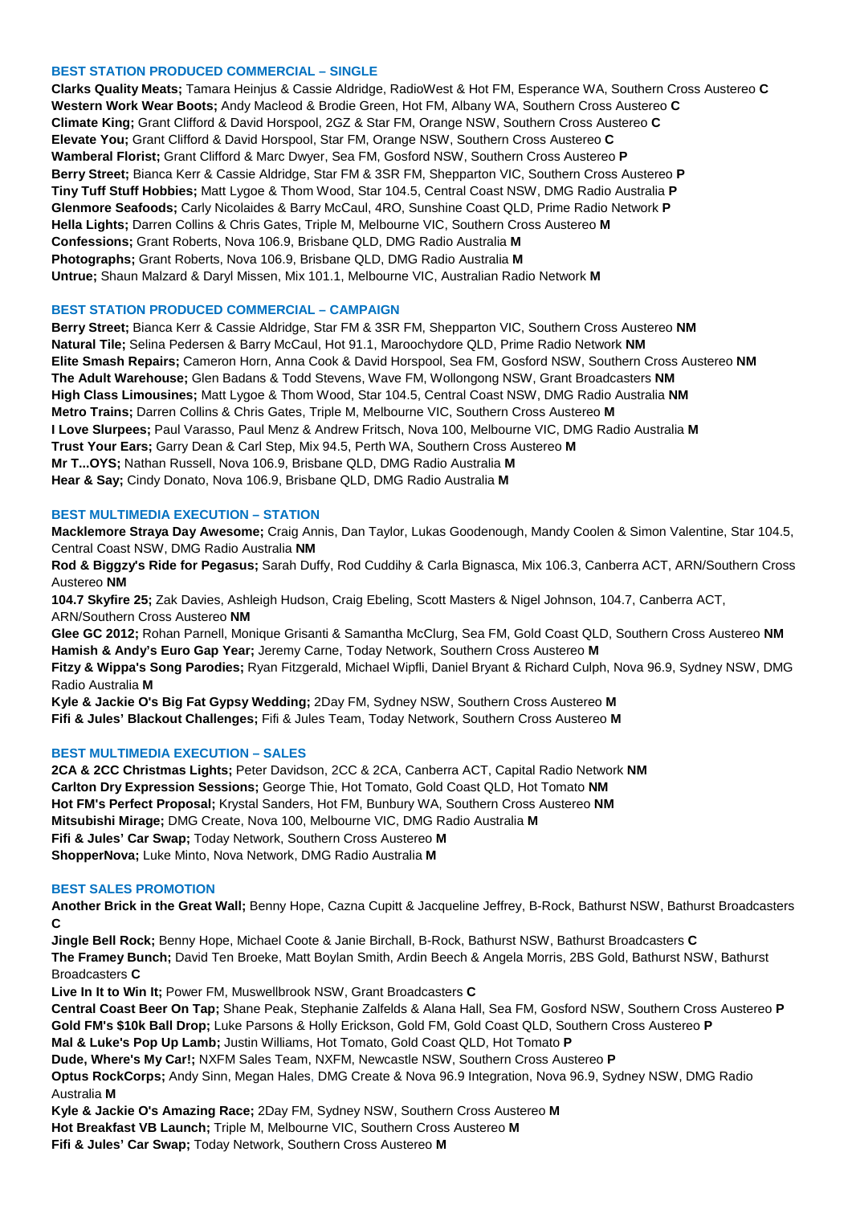### BEST STATION PRODUCED COMMERCIAL – SINGLE

**Clarks Quality Meats;** Tamara Heinjus & Cassie Aldridge, RadioWest & Hot FM, Esperance WA, Southern Cross Austereo **C**
**Western Work Wear Boots;** Andy Macleod & Brodie Green, Hot FM, Albany WA, Southern Cross Austereo **C**
**Climate King;** Grant Clifford & David Horspool, 2GZ & Star FM, Orange NSW, Southern Cross Austereo **C**
**Elevate You;** Grant Clifford & David Horspool, Star FM, Orange NSW, Southern Cross Austereo **C**
**Wamberal Florist;** Grant Clifford & Marc Dwyer, Sea FM, Gosford NSW, Southern Cross Austereo **P**
**Berry Street;** Bianca Kerr & Cassie Aldridge, Star FM & 3SR FM, Shepparton VIC, Southern Cross Austereo **P**
**Tiny Tuff Stuff Hobbies;** Matt Lygoe & Thom Wood, Star 104.5, Central Coast NSW, DMG Radio Australia **P**
**Glenmore Seafoods;** Carly Nicolaides & Barry McCaul, 4RO, Sunshine Coast QLD, Prime Radio Network **P**
**Hella Lights;** Darren Collins & Chris Gates, Triple M, Melbourne VIC, Southern Cross Austereo **M**
**Confessions;** Grant Roberts, Nova 106.9, Brisbane QLD, DMG Radio Australia **M**
**Photographs;** Grant Roberts, Nova 106.9, Brisbane QLD, DMG Radio Australia **M**
**Untrue;** Shaun Malzard & Daryl Missen, Mix 101.1, Melbourne VIC, Australian Radio Network **M**

### BEST STATION PRODUCED COMMERCIAL – CAMPAIGN

**Berry Street;** Bianca Kerr & Cassie Aldridge, Star FM & 3SR FM, Shepparton VIC, Southern Cross Austereo **NM**
**Natural Tile;** Selina Pedersen & Barry McCaul, Hot 91.1, Maroochydore QLD, Prime Radio Network **NM**
**Elite Smash Repairs;** Cameron Horn, Anna Cook & David Horspool, Sea FM, Gosford NSW, Southern Cross Austereo **NM**
**The Adult Warehouse;** Glen Badans & Todd Stevens, Wave FM, Wollongong NSW, Grant Broadcasters **NM**
**High Class Limousines;** Matt Lygoe & Thom Wood, Star 104.5, Central Coast NSW, DMG Radio Australia **NM**
**Metro Trains;** Darren Collins & Chris Gates, Triple M, Melbourne VIC, Southern Cross Austereo **M**
**I Love Slurpees;** Paul Varasso, Paul Menz & Andrew Fritsch, Nova 100, Melbourne VIC, DMG Radio Australia **M**
**Trust Your Ears;** Garry Dean & Carl Step, Mix 94.5, Perth WA, Southern Cross Austereo **M**
**Mr T...OYS;** Nathan Russell, Nova 106.9, Brisbane QLD, DMG Radio Australia **M**
**Hear & Say;** Cindy Donato, Nova 106.9, Brisbane QLD, DMG Radio Australia **M**

### BEST MULTIMEDIA EXECUTION – STATION

**Macklemore Straya Day Awesome;** Craig Annis, Dan Taylor, Lukas Goodenough, Mandy Coolen & Simon Valentine, Star 104.5, Central Coast NSW, DMG Radio Australia **NM**
**Rod & Biggzy's Ride for Pegasus;** Sarah Duffy, Rod Cuddihy & Carla Bignasca, Mix 106.3, Canberra ACT, ARN/Southern Cross Austereo **NM**
**104.7 Skyfire 25;** Zak Davies, Ashleigh Hudson, Craig Ebeling, Scott Masters & Nigel Johnson, 104.7, Canberra ACT, ARN/Southern Cross Austereo **NM**
**Glee GC 2012;** Rohan Parnell, Monique Grisanti & Samantha McClurg, Sea FM, Gold Coast QLD, Southern Cross Austereo **NM**
**Hamish & Andy's Euro Gap Year;** Jeremy Carne, Today Network, Southern Cross Austereo **M**
**Fitzy & Wippa's Song Parodies;** Ryan Fitzgerald, Michael Wipfli, Daniel Bryant & Richard Culph, Nova 96.9, Sydney NSW, DMG Radio Australia **M**
**Kyle & Jackie O's Big Fat Gypsy Wedding;** 2Day FM, Sydney NSW, Southern Cross Austereo **M**
**Fifi & Jules' Blackout Challenges;** Fifi & Jules Team, Today Network, Southern Cross Austereo **M**

### BEST MULTIMEDIA EXECUTION – SALES

**2CA & 2CC Christmas Lights;** Peter Davidson, 2CC & 2CA, Canberra ACT, Capital Radio Network **NM**
**Carlton Dry Expression Sessions;** George Thie, Hot Tomato, Gold Coast QLD, Hot Tomato **NM**
**Hot FM's Perfect Proposal;** Krystal Sanders, Hot FM, Bunbury WA, Southern Cross Austereo **NM**
**Mitsubishi Mirage;** DMG Create, Nova 100, Melbourne VIC, DMG Radio Australia **M**
**Fifi & Jules' Car Swap;** Today Network, Southern Cross Austereo **M**
**ShopperNova;** Luke Minto, Nova Network, DMG Radio Australia **M**

### BEST SALES PROMOTION

**Another Brick in the Great Wall;** Benny Hope, Cazna Cupitt & Jacqueline Jeffrey, B-Rock, Bathurst NSW, Bathurst Broadcasters **C**
**Jingle Bell Rock;** Benny Hope, Michael Coote & Janie Birchall, B-Rock, Bathurst NSW, Bathurst Broadcasters **C**
**The Framey Bunch;** David Ten Broeke, Matt Boylan Smith, Ardin Beech & Angela Morris, 2BS Gold, Bathurst NSW, Bathurst Broadcasters **C**
**Live In It to Win It;** Power FM, Muswellbrook NSW, Grant Broadcasters **C**
**Central Coast Beer On Tap;** Shane Peak, Stephanie Zalfelds & Alana Hall, Sea FM, Gosford NSW, Southern Cross Austereo **P**
**Gold FM's $10k Ball Drop;** Luke Parsons & Holly Erickson, Gold FM, Gold Coast QLD, Southern Cross Austereo **P**
**Mal & Luke's Pop Up Lamb;** Justin Williams, Hot Tomato, Gold Coast QLD, Hot Tomato **P**
**Dude, Where's My Car!;** NXFM Sales Team, NXFM, Newcastle NSW, Southern Cross Austereo **P**
**Optus RockCorps;** Andy Sinn, Megan Hales, DMG Create & Nova 96.9 Integration, Nova 96.9, Sydney NSW, DMG Radio Australia **M**
**Kyle & Jackie O's Amazing Race;** 2Day FM, Sydney NSW, Southern Cross Austereo **M**
**Hot Breakfast VB Launch;** Triple M, Melbourne VIC, Southern Cross Austereo **M**
**Fifi & Jules' Car Swap;** Today Network, Southern Cross Austereo **M**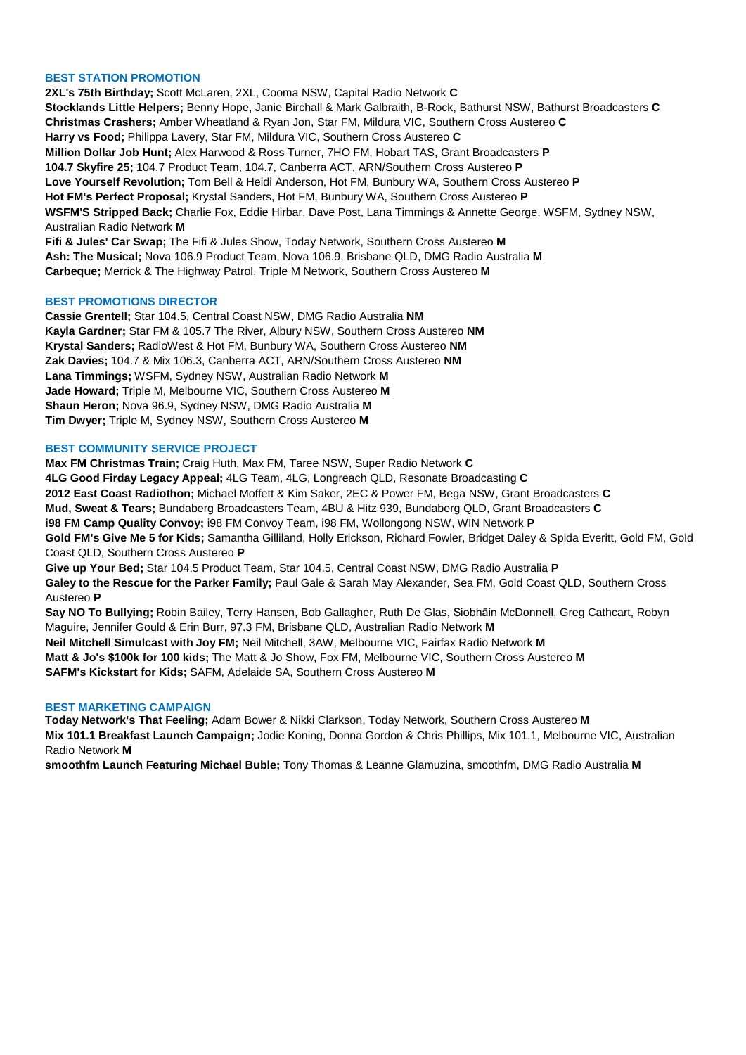### BEST STATION PROMOTION

**2XL's 75th Birthday;** Scott McLaren, 2XL, Cooma NSW, Capital Radio Network **C**
**Stocklands Little Helpers;** Benny Hope, Janie Birchall & Mark Galbraith, B-Rock, Bathurst NSW, Bathurst Broadcasters **C**
**Christmas Crashers;** Amber Wheatland & Ryan Jon, Star FM, Mildura VIC, Southern Cross Austereo **C**
**Harry vs Food;** Philippa Lavery, Star FM, Mildura VIC, Southern Cross Austereo **C**
**Million Dollar Job Hunt;** Alex Harwood & Ross Turner, 7HO FM, Hobart TAS, Grant Broadcasters **P**
**104.7 Skyfire 25;** 104.7 Product Team, 104.7, Canberra ACT, ARN/Southern Cross Austereo **P**
**Love Yourself Revolution;** Tom Bell & Heidi Anderson, Hot FM, Bunbury WA, Southern Cross Austereo **P**
**Hot FM's Perfect Proposal;** Krystal Sanders, Hot FM, Bunbury WA, Southern Cross Austereo **P**
**WSFM'S Stripped Back;** Charlie Fox, Eddie Hirbar, Dave Post, Lana Timmings & Annette George, WSFM, Sydney NSW, Australian Radio Network **M**
**Fifi & Jules' Car Swap;** The Fifi & Jules Show, Today Network, Southern Cross Austereo **M**
**Ash: The Musical;** Nova 106.9 Product Team, Nova 106.9, Brisbane QLD, DMG Radio Australia **M**
**Carbeque;** Merrick & The Highway Patrol, Triple M Network, Southern Cross Austereo **M**

### BEST PROMOTIONS DIRECTOR

**Cassie Grentell;** Star 104.5, Central Coast NSW, DMG Radio Australia **NM**
**Kayla Gardner;** Star FM & 105.7 The River, Albury NSW, Southern Cross Austereo **NM**
**Krystal Sanders;** RadioWest & Hot FM, Bunbury WA, Southern Cross Austereo **NM**
**Zak Davies;** 104.7 & Mix 106.3, Canberra ACT, ARN/Southern Cross Austereo **NM**
**Lana Timmings;** WSFM, Sydney NSW, Australian Radio Network **M**
**Jade Howard;** Triple M, Melbourne VIC, Southern Cross Austereo **M**
**Shaun Heron;** Nova 96.9, Sydney NSW, DMG Radio Australia **M**
**Tim Dwyer;** Triple M, Sydney NSW, Southern Cross Austereo **M**

### BEST COMMUNITY SERVICE PROJECT

**Max FM Christmas Train;** Craig Huth, Max FM, Taree NSW, Super Radio Network **C**
**4LG Good Firday Legacy Appeal;** 4LG Team, 4LG, Longreach QLD, Resonate Broadcasting **C**
**2012 East Coast Radiothon;** Michael Moffett & Kim Saker, 2EC & Power FM, Bega NSW, Grant Broadcasters **C**
**Mud, Sweat & Tears;** Bundaberg Broadcasters Team, 4BU & Hitz 939, Bundaberg QLD, Grant Broadcasters **C**
**i98 FM Camp Quality Convoy;** i98 FM Convoy Team, i98 FM, Wollongong NSW, WIN Network **P**
**Gold FM's Give Me 5 for Kids;** Samantha Gilliland, Holly Erickson, Richard Fowler, Bridget Daley & Spida Everitt, Gold FM, Gold Coast QLD, Southern Cross Austereo **P**
**Give up Your Bed;** Star 104.5 Product Team, Star 104.5, Central Coast NSW, DMG Radio Australia **P**
**Galey to the Rescue for the Parker Family;** Paul Gale & Sarah May Alexander, Sea FM, Gold Coast QLD, Southern Cross Austereo **P**
**Say NO To Bullying;** Robin Bailey, Terry Hansen, Bob Gallagher, Ruth De Glas, Siobhāin McDonnell, Greg Cathcart, Robyn Maguire, Jennifer Gould & Erin Burr, 97.3 FM, Brisbane QLD, Australian Radio Network **M**
**Neil Mitchell Simulcast with Joy FM;** Neil Mitchell, 3AW, Melbourne VIC, Fairfax Radio Network **M**
**Matt & Jo's $100k for 100 kids;** The Matt & Jo Show, Fox FM, Melbourne VIC, Southern Cross Austereo **M**
**SAFM's Kickstart for Kids;** SAFM, Adelaide SA, Southern Cross Austereo **M**

### BEST MARKETING CAMPAIGN

**Today Network's That Feeling;** Adam Bower & Nikki Clarkson, Today Network, Southern Cross Austereo **M**
**Mix 101.1 Breakfast Launch Campaign;** Jodie Koning, Donna Gordon & Chris Phillips, Mix 101.1, Melbourne VIC, Australian Radio Network **M**
**smoothfm Launch Featuring Michael Buble;** Tony Thomas & Leanne Glamuzina, smoothfm, DMG Radio Australia **M**